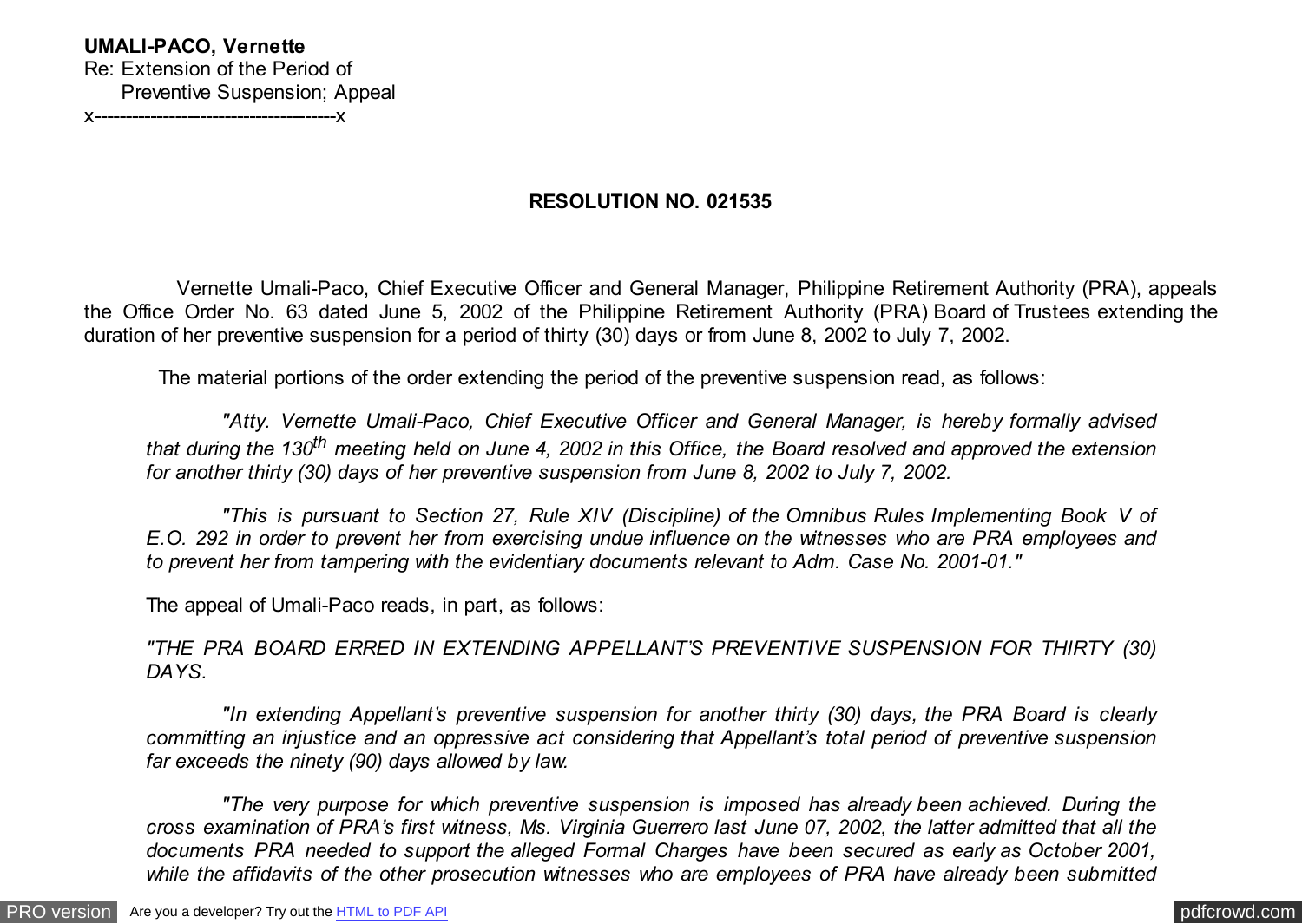**UMALI-PACO, Vernette**
Re: Extension of the Period of
Preventive Suspension; Appeal
x--------------------------------------x

**RESOLUTION NO. 021535**

Vernette Umali-Paco, Chief Executive Officer and General Manager, Philippine Retirement Authority (PRA), appeals the Office Order No. 63 dated June 5, 2002 of the Philippine Retirement Authority (PRA) Board of Trustees extending the duration of her preventive suspension for a period of thirty (30) days or from June 8, 2002 to July 7, 2002.

The material portions of the order extending the period of the preventive suspension read, as follows:

> *"Atty. Vernette Umali-Paco, Chief Executive Officer and General Manager, is hereby formally advised that during the 130th meeting held on June 4, 2002 in this Office, the Board resolved and approved the extension for another thirty (30) days of her preventive suspension from June 8, 2002 to July 7, 2002.*
>
> *"This is pursuant to Section 27, Rule XIV (Discipline) of the Omnibus Rules Implementing Book V of E.O. 292 in order to prevent her from exercising undue influence on the witnesses who are PRA employees and to prevent her from tampering with the evidentiary documents relevant to Adm. Case No. 2001-01."*

The appeal of Umali-Paco reads, in part, as follows:

> *"THE PRA BOARD ERRED IN EXTENDING APPELLANT'S PREVENTIVE SUSPENSION FOR THIRTY (30) DAYS.*
>
> *"In extending Appellant's preventive suspension for another thirty (30) days, the PRA Board is clearly committing an injustice and an oppressive act considering that Appellant's total period of preventive suspension far exceeds the ninety (90) days allowed by law.*
>
> *"The very purpose for which preventive suspension is imposed has already been achieved. During the cross examination of PRA's first witness, Ms. Virginia Guerrero last June 07, 2002, the latter admitted that all the documents PRA needed to support the alleged Formal Charges have been secured as early as October 2001, while the affidavits of the other prosecution witnesses who are employees of PRA have already been submitted*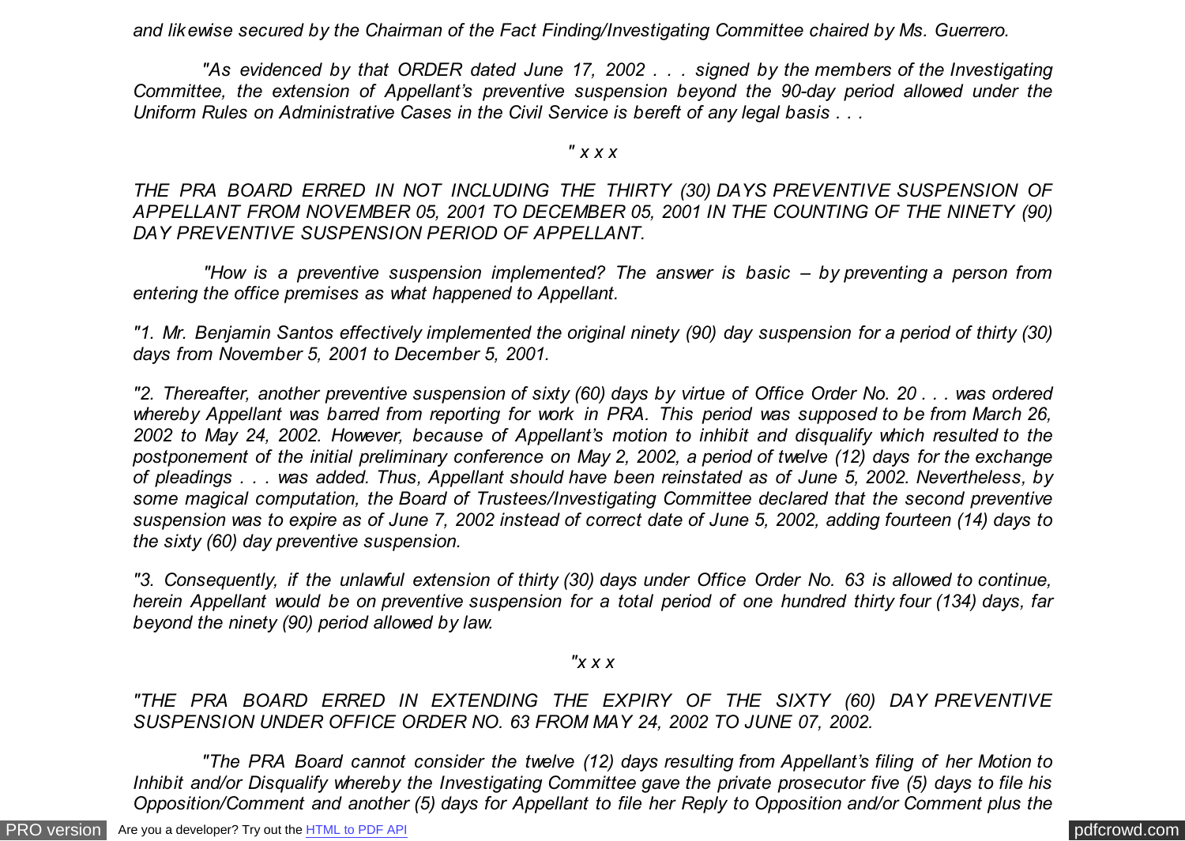*and likewise secured by the Chairman of the Fact Finding/Investigating Committee chaired by Ms. Guerrero.*

*"As evidenced by that ORDER dated June 17, 2002 . . . signed by the members of the Investigating Committee, the extension of Appellant's preventive suspension beyond the 90-day period allowed under the Uniform Rules on Administrative Cases in the Civil Service is bereft of any legal basis . . .*

*" x x x*

*THE PRA BOARD ERRED IN NOT INCLUDING THE THIRTY (30) DAYS PREVENTIVE SUSPENSION OF APPELLANT FROM NOVEMBER 05, 2001 TO DECEMBER 05, 2001 IN THE COUNTING OF THE NINETY (90) DAY PREVENTIVE SUSPENSION PERIOD OF APPELLANT.*

*"How is a preventive suspension implemented? The answer is basic – by preventing a person from entering the office premises as what happened to Appellant.*

*"1. Mr. Benjamin Santos effectively implemented the original ninety (90) day suspension for a period of thirty (30) days from November 5, 2001 to December 5, 2001.*

*"2. Thereafter, another preventive suspension of sixty (60) days by virtue of Office Order No. 20 . . . was ordered whereby Appellant was barred from reporting for work in PRA. This period was supposed to be from March 26, 2002 to May 24, 2002. However, because of Appellant's motion to inhibit and disqualify which resulted to the postponement of the initial preliminary conference on May 2, 2002, a period of twelve (12) days for the exchange of pleadings . . . was added. Thus, Appellant should have been reinstated as of June 5, 2002. Nevertheless, by some magical computation, the Board of Trustees/Investigating Committee declared that the second preventive suspension was to expire as of June 7, 2002 instead of correct date of June 5, 2002, adding fourteen (14) days to the sixty (60) day preventive suspension.*

*"3. Consequently, if the unlawful extension of thirty (30) days under Office Order No. 63 is allowed to continue, herein Appellant would be on preventive suspension for a total period of one hundred thirty four (134) days, far beyond the ninety (90) period allowed by law.*

*"x x x*

*"THE PRA BOARD ERRED IN EXTENDING THE EXPIRY OF THE SIXTY (60) DAY PREVENTIVE SUSPENSION UNDER OFFICE ORDER NO. 63 FROM MAY 24, 2002 TO JUNE 07, 2002.*

*"The PRA Board cannot consider the twelve (12) days resulting from Appellant's filing of her Motion to Inhibit and/or Disqualify whereby the Investigating Committee gave the private prosecutor five (5) days to file his Opposition/Comment and another (5) days for Appellant to file her Reply to Opposition and/or Comment plus the*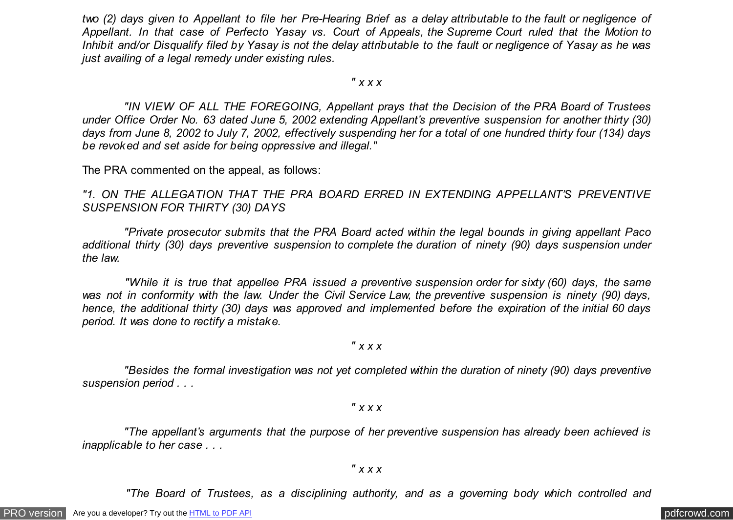*two (2) days given to Appellant to file her Pre-Hearing Brief as a delay attributable to the fault or negligence of Appellant. In that case of Perfecto Yasay vs. Court of Appeals, the Supreme Court ruled that the Motion to Inhibit and/or Disqualify filed by Yasay is not the delay attributable to the fault or negligence of Yasay as he was just availing of a legal remedy under existing rules.*

*" x x x*

*"IN VIEW OF ALL THE FOREGOING, Appellant prays that the Decision of the PRA Board of Trustees under Office Order No. 63 dated June 5, 2002 extending Appellant's preventive suspension for another thirty (30) days from June 8, 2002 to July 7, 2002, effectively suspending her for a total of one hundred thirty four (134) days be revoked and set aside for being oppressive and illegal."*

The PRA commented on the appeal, as follows:

*"1. ON THE ALLEGATION THAT THE PRA BOARD ERRED IN EXTENDING APPELLANT'S PREVENTIVE SUSPENSION FOR THIRTY (30) DAYS*

*"Private prosecutor submits that the PRA Board acted within the legal bounds in giving appellant Paco additional thirty (30) days preventive suspension to complete the duration of ninety (90) days suspension under the law.*

*"While it is true that appellee PRA issued a preventive suspension order for sixty (60) days, the same was not in conformity with the law. Under the Civil Service Law, the preventive suspension is ninety (90) days, hence, the additional thirty (30) days was approved and implemented before the expiration of the initial 60 days period. It was done to rectify a mistake.*

*" x x x*

*"Besides the formal investigation was not yet completed within the duration of ninety (90) days preventive suspension period . . .*

*" x x x*

*"The appellant's arguments that the purpose of her preventive suspension has already been achieved is inapplicable to her case . . .*

*" x x x*

*"The Board of Trustees, as a disciplining authority, and as a governing body which controlled and*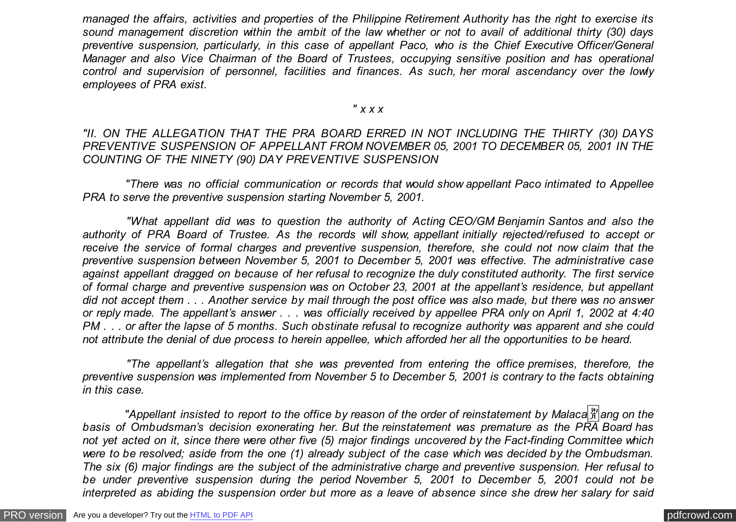*managed the affairs, activities and properties of the Philippine Retirement Authority has the right to exercise its sound management discretion within the ambit of the law whether or not to avail of additional thirty (30) days preventive suspension, particularly, in this case of appellant Paco, who is the Chief Executive Officer/General Manager and also Vice Chairman of the Board of Trustees, occupying sensitive position and has operational control and supervision of personnel, facilities and finances. As such, her moral ascendancy over the lowly employees of PRA exist.*

*" x x x*

*"II. ON THE ALLEGATION THAT THE PRA BOARD ERRED IN NOT INCLUDING THE THIRTY (30) DAYS PREVENTIVE SUSPENSION OF APPELLANT FROM NOVEMBER 05, 2001 TO DECEMBER 05, 2001 IN THE COUNTING OF THE NINETY (90) DAY PREVENTIVE SUSPENSION*

*"There was no official communication or records that would show appellant Paco intimated to Appellee PRA to serve the preventive suspension starting November 5, 2001.*

*"What appellant did was to question the authority of Acting CEO/GM Benjamin Santos and also the authority of PRA Board of Trustee. As the records will show, appellant initially rejected/refused to accept or receive the service of formal charges and preventive suspension, therefore, she could not now claim that the preventive suspension between November 5, 2001 to December 5, 2001 was effective. The administrative case against appellant dragged on because of her refusal to recognize the duly constituted authority. The first service of formal charge and preventive suspension was on October 23, 2001 at the appellant's residence, but appellant did not accept them . . . Another service by mail through the post office was also made, but there was no answer or reply made. The appellant's answer . . . was officially received by appellee PRA only on April 1, 2002 at 4:40 PM . . . or after the lapse of 5 months. Such obstinate refusal to recognize authority was apparent and she could not attribute the denial of due process to herein appellee, which afforded her all the opportunities to be heard.*

*"The appellant's allegation that she was prevented from entering the office premises, therefore, the preventive suspension was implemented from November 5 to December 5, 2001 is contrary to the facts obtaining in this case.*

*"Appellant insisted to report to the office by reason of the order of reinstatement by Malacañang on the basis of Ombudsman's decision exonerating her. But the reinstatement was premature as the PRA Board has not yet acted on it, since there were other five (5) major findings uncovered by the Fact-finding Committee which were to be resolved; aside from the one (1) already subject of the case which was decided by the Ombudsman. The six (6) major findings are the subject of the administrative charge and preventive suspension. Her refusal to be under preventive suspension during the period November 5, 2001 to December 5, 2001 could not be interpreted as abiding the suspension order but more as a leave of absence since she drew her salary for said*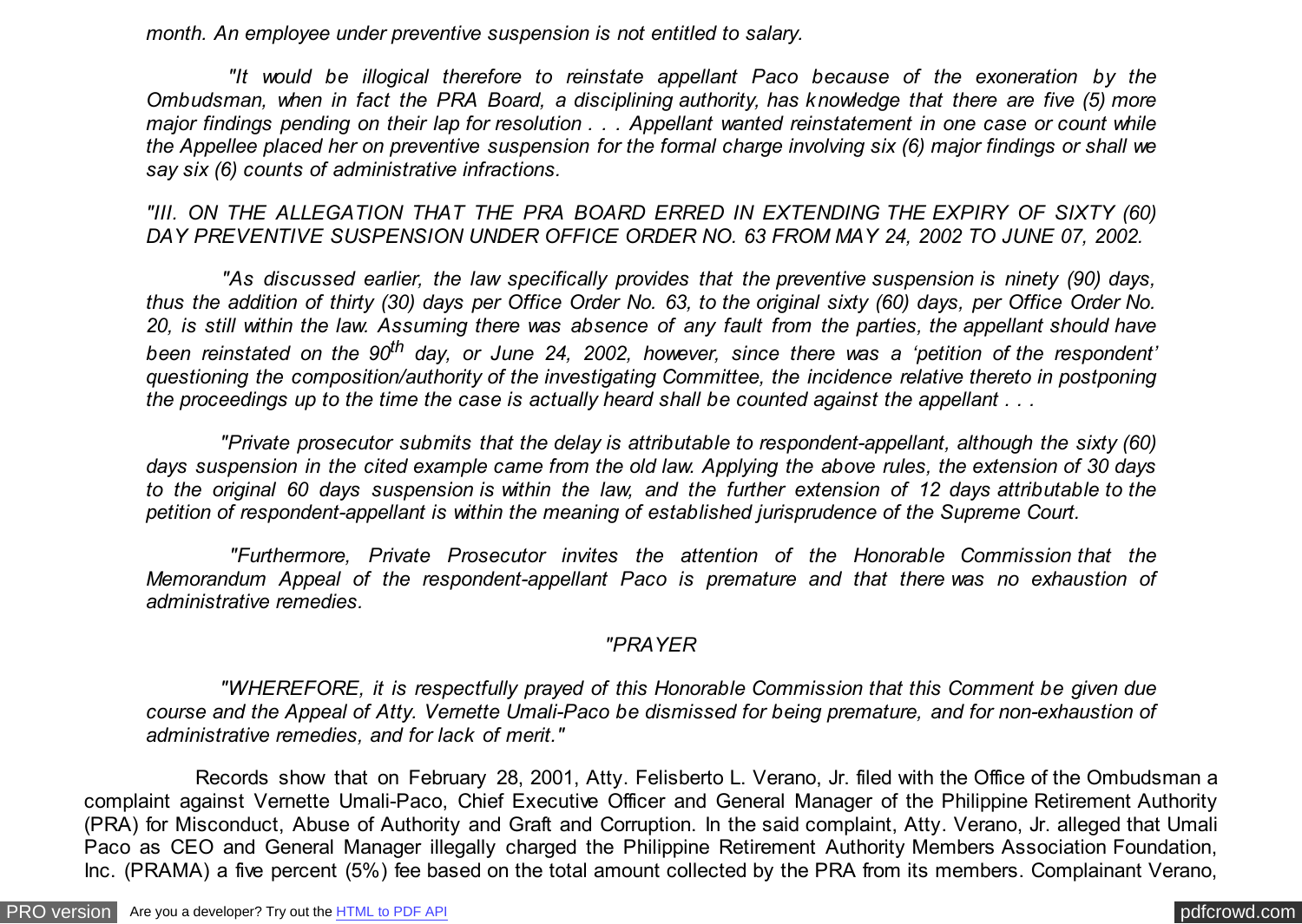*month. An employee under preventive suspension is not entitled to salary.*

*"It would be illogical therefore to reinstate appellant Paco because of the exoneration by the Ombudsman, when in fact the PRA Board, a disciplining authority, has knowledge that there are five (5) more major findings pending on their lap for resolution . . . Appellant wanted reinstatement in one case or count while the Appellee placed her on preventive suspension for the formal charge involving six (6) major findings or shall we say six (6) counts of administrative infractions.*

*"III. ON THE ALLEGATION THAT THE PRA BOARD ERRED IN EXTENDING THE EXPIRY OF SIXTY (60) DAY PREVENTIVE SUSPENSION UNDER OFFICE ORDER NO. 63 FROM MAY 24, 2002 TO JUNE 07, 2002.*

*"As discussed earlier, the law specifically provides that the preventive suspension is ninety (90) days, thus the addition of thirty (30) days per Office Order No. 63, to the original sixty (60) days, per Office Order No. 20, is still within the law. Assuming there was absence of any fault from the parties, the appellant should have been reinstated on the 90th day, or June 24, 2002, however, since there was a 'petition of the respondent' questioning the composition/authority of the investigating Committee, the incidence relative thereto in postponing the proceedings up to the time the case is actually heard shall be counted against the appellant . . .*

*"Private prosecutor submits that the delay is attributable to respondent-appellant, although the sixty (60) days suspension in the cited example came from the old law. Applying the above rules, the extension of 30 days to the original 60 days suspension is within the law, and the further extension of 12 days attributable to the petition of respondent-appellant is within the meaning of established jurisprudence of the Supreme Court.*

*"Furthermore, Private Prosecutor invites the attention of the Honorable Commission that the Memorandum Appeal of the respondent-appellant Paco is premature and that there was no exhaustion of administrative remedies.*

*"PRAYER*

*"WHEREFORE, it is respectfully prayed of this Honorable Commission that this Comment be given due course and the Appeal of Atty. Vernette Umali-Paco be dismissed for being premature, and for non-exhaustion of administrative remedies, and for lack of merit."*

Records show that on February 28, 2001, Atty. Felisberto L. Verano, Jr. filed with the Office of the Ombudsman a complaint against Vernette Umali-Paco, Chief Executive Officer and General Manager of the Philippine Retirement Authority (PRA) for Misconduct, Abuse of Authority and Graft and Corruption. In the said complaint, Atty. Verano, Jr. alleged that Umali Paco as CEO and General Manager illegally charged the Philippine Retirement Authority Members Association Foundation, Inc. (PRAMA) a five percent (5%) fee based on the total amount collected by the PRA from its members. Complainant Verano,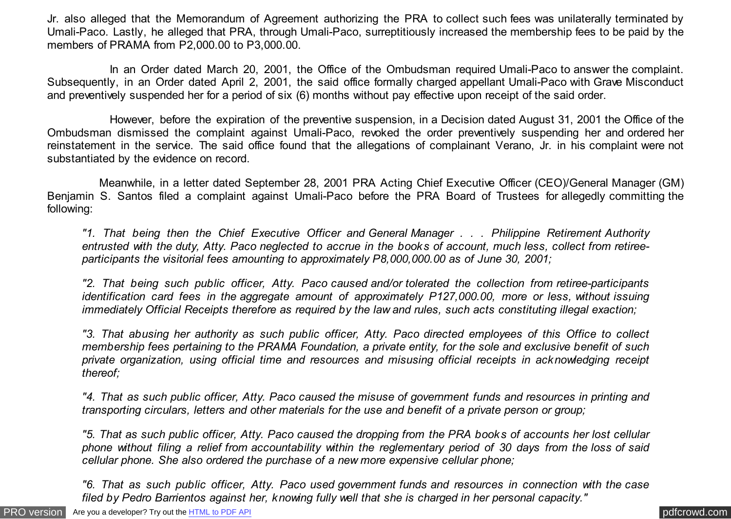Jr. also alleged that the Memorandum of Agreement authorizing the PRA to collect such fees was unilaterally terminated by Umali-Paco. Lastly, he alleged that PRA, through Umali-Paco, surreptitiously increased the membership fees to be paid by the members of PRAMA from P2,000.00 to P3,000.00.

In an Order dated March 20, 2001, the Office of the Ombudsman required Umali-Paco to answer the complaint. Subsequently, in an Order dated April 2, 2001, the said office formally charged appellant Umali-Paco with Grave Misconduct and preventively suspended her for a period of six (6) months without pay effective upon receipt of the said order.

However, before the expiration of the preventive suspension, in a Decision dated August 31, 2001 the Office of the Ombudsman dismissed the complaint against Umali-Paco, revoked the order preventively suspending her and ordered her reinstatement in the service. The said office found that the allegations of complainant Verano, Jr. in his complaint were not substantiated by the evidence on record.

Meanwhile, in a letter dated September 28, 2001 PRA Acting Chief Executive Officer (CEO)/General Manager (GM) Benjamin S. Santos filed a complaint against Umali-Paco before the PRA Board of Trustees for allegedly committing the following:

> *"1. That being then the Chief Executive Officer and General Manager . . . Philippine Retirement Authority entrusted with the duty, Atty. Paco neglected to accrue in the books of account, much less, collect from retiree-participants the visitorial fees amounting to approximately P8,000,000.00 as of June 30, 2001;*
>
> *"2. That being such public officer, Atty. Paco caused and/or tolerated the collection from retiree-participants identification card fees in the aggregate amount of approximately P127,000.00, more or less, without issuing immediately Official Receipts therefore as required by the law and rules, such acts constituting illegal exaction;*
>
> *"3. That abusing her authority as such public officer, Atty. Paco directed employees of this Office to collect membership fees pertaining to the PRAMA Foundation, a private entity, for the sole and exclusive benefit of such private organization, using official time and resources and misusing official receipts in acknowledging receipt thereof;*
>
> *"4. That as such public officer, Atty. Paco caused the misuse of government funds and resources in printing and transporting circulars, letters and other materials for the use and benefit of a private person or group;*
>
> *"5. That as such public officer, Atty. Paco caused the dropping from the PRA books of accounts her lost cellular phone without filing a relief from accountability within the reglementary period of 30 days from the loss of said cellular phone. She also ordered the purchase of a new more expensive cellular phone;*
>
> *"6. That as such public officer, Atty. Paco used government funds and resources in connection with the case filed by Pedro Barrientos against her, knowing fully well that she is charged in her personal capacity."*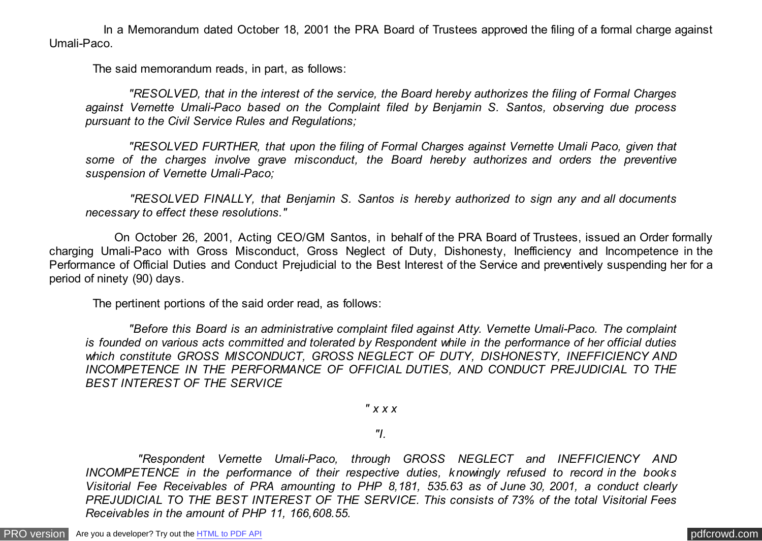In a Memorandum dated October 18, 2001 the PRA Board of Trustees approved the filing of a formal charge against Umali-Paco.

The said memorandum reads, in part, as follows:

> *"RESOLVED, that in the interest of the service, the Board hereby authorizes the filing of Formal Charges against Vernette Umali-Paco based on the Complaint filed by Benjamin S. Santos, observing due process pursuant to the Civil Service Rules and Regulations;*
>
> *"RESOLVED FURTHER, that upon the filing of Formal Charges against Vernette Umali Paco, given that some of the charges involve grave misconduct, the Board hereby authorizes and orders the preventive suspension of Vernette Umali-Paco;*
>
> *"RESOLVED FINALLY, that Benjamin S. Santos is hereby authorized to sign any and all documents necessary to effect these resolutions."*

On October 26, 2001, Acting CEO/GM Santos, in behalf of the PRA Board of Trustees, issued an Order formally charging Umali-Paco with Gross Misconduct, Gross Neglect of Duty, Dishonesty, Inefficiency and Incompetence in the Performance of Official Duties and Conduct Prejudicial to the Best Interest of the Service and preventively suspending her for a period of ninety (90) days.

The pertinent portions of the said order read, as follows:

> *"Before this Board is an administrative complaint filed against Atty. Vernette Umali-Paco. The complaint is founded on various acts committed and tolerated by Respondent while in the performance of her official duties which constitute GROSS MISCONDUCT, GROSS NEGLECT OF DUTY, DISHONESTY, INEFFICIENCY AND INCOMPETENCE IN THE PERFORMANCE OF OFFICIAL DUTIES, AND CONDUCT PREJUDICIAL TO THE BEST INTEREST OF THE SERVICE*
>
> *" x x x*
>
> *"I.*
>
> *"Respondent Vernette Umali-Paco, through GROSS NEGLECT and INEFFICIENCY AND INCOMPETENCE in the performance of their respective duties, knowingly refused to record in the books Visitorial Fee Receivables of PRA amounting to PHP 8,181, 535.63 as of June 30, 2001, a conduct clearly PREJUDICIAL TO THE BEST INTEREST OF THE SERVICE. This consists of 73% of the total Visitorial Fees Receivables in the amount of PHP 11, 166,608.55.*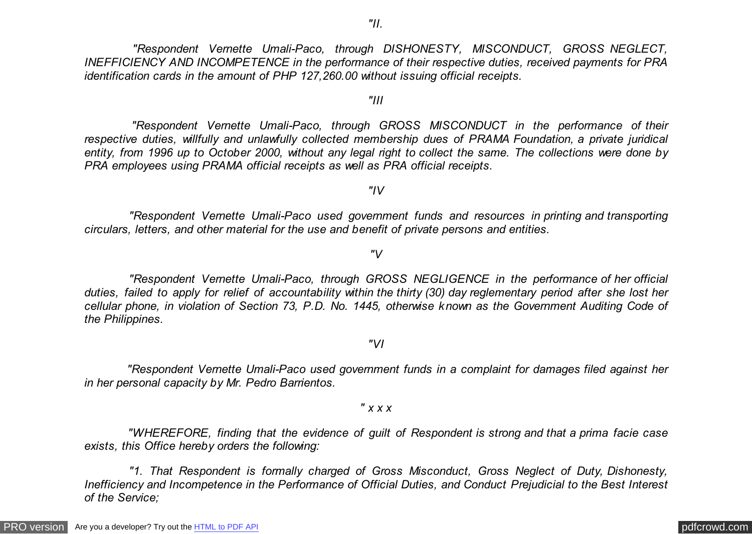*"II.*

*"Respondent Vernette Umali-Paco, through DISHONESTY, MISCONDUCT, GROSS NEGLECT, INEFFICIENCY AND INCOMPETENCE in the performance of their respective duties, received payments for PRA identification cards in the amount of PHP 127,260.00 without issuing official receipts.*

*"III*

*"Respondent Vernette Umali-Paco, through GROSS MISCONDUCT in the performance of their respective duties, willfully and unlawfully collected membership dues of PRAMA Foundation, a private juridical entity, from 1996 up to October 2000, without any legal right to collect the same. The collections were done by PRA employees using PRAMA official receipts as well as PRA official receipts.*

*"IV*

*"Respondent Vernette Umali-Paco used government funds and resources in printing and transporting circulars, letters, and other material for the use and benefit of private persons and entities.*

*"V*

*"Respondent Vernette Umali-Paco, through GROSS NEGLIGENCE in the performance of her official duties, failed to apply for relief of accountability within the thirty (30) day reglementary period after she lost her cellular phone, in violation of Section 73, P.D. No. 1445, otherwise known as the Government Auditing Code of the Philippines.*

*"VI*

*"Respondent Vernette Umali-Paco used government funds in a complaint for damages filed against her in her personal capacity by Mr. Pedro Barrientos.*

*" x x x*

*"WHEREFORE, finding that the evidence of guilt of Respondent is strong and that a prima facie case exists, this Office hereby orders the following:*

*"1. That Respondent is formally charged of Gross Misconduct, Gross Neglect of Duty, Dishonesty, Inefficiency and Incompetence in the Performance of Official Duties, and Conduct Prejudicial to the Best Interest of the Service;*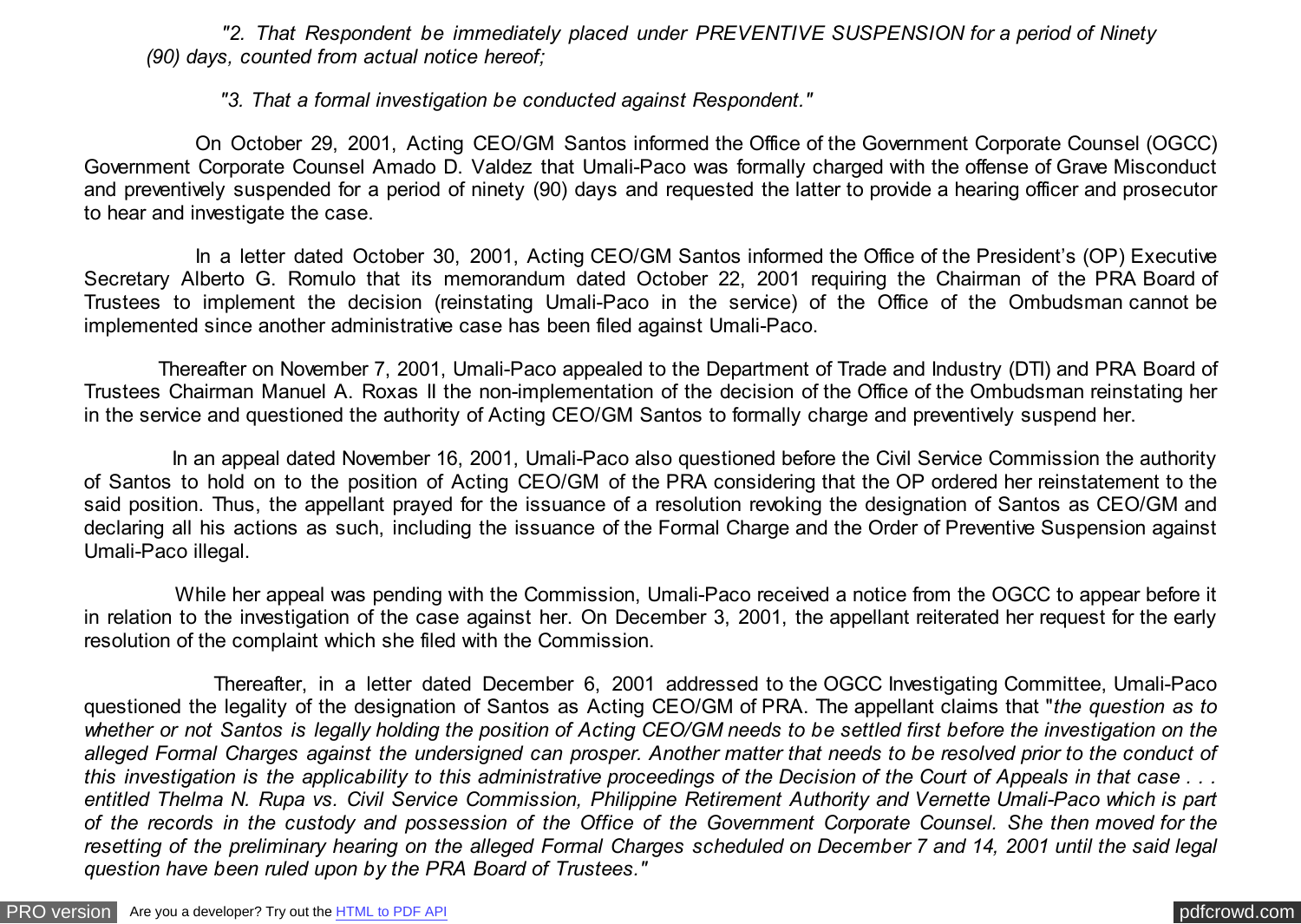*"2. That Respondent be immediately placed under PREVENTIVE SUSPENSION for a period of Ninety (90) days, counted from actual notice hereof;*

*"3. That a formal investigation be conducted against Respondent."*

On October 29, 2001, Acting CEO/GM Santos informed the Office of the Government Corporate Counsel (OGCC) Government Corporate Counsel Amado D. Valdez that Umali-Paco was formally charged with the offense of Grave Misconduct and preventively suspended for a period of ninety (90) days and requested the latter to provide a hearing officer and prosecutor to hear and investigate the case.

In a letter dated October 30, 2001, Acting CEO/GM Santos informed the Office of the President's (OP) Executive Secretary Alberto G. Romulo that its memorandum dated October 22, 2001 requiring the Chairman of the PRA Board of Trustees to implement the decision (reinstating Umali-Paco in the service) of the Office of the Ombudsman cannot be implemented since another administrative case has been filed against Umali-Paco.

Thereafter on November 7, 2001, Umali-Paco appealed to the Department of Trade and Industry (DTI) and PRA Board of Trustees Chairman Manuel A. Roxas II the non-implementation of the decision of the Office of the Ombudsman reinstating her in the service and questioned the authority of Acting CEO/GM Santos to formally charge and preventively suspend her.

In an appeal dated November 16, 2001, Umali-Paco also questioned before the Civil Service Commission the authority of Santos to hold on to the position of Acting CEO/GM of the PRA considering that the OP ordered her reinstatement to the said position. Thus, the appellant prayed for the issuance of a resolution revoking the designation of Santos as CEO/GM and declaring all his actions as such, including the issuance of the Formal Charge and the Order of Preventive Suspension against Umali-Paco illegal.

While her appeal was pending with the Commission, Umali-Paco received a notice from the OGCC to appear before it in relation to the investigation of the case against her. On December 3, 2001, the appellant reiterated her request for the early resolution of the complaint which she filed with the Commission.

Thereafter, in a letter dated December 6, 2001 addressed to the OGCC Investigating Committee, Umali-Paco questioned the legality of the designation of Santos as Acting CEO/GM of PRA. The appellant claims that "*the question as to whether or not Santos is legally holding the position of Acting CEO/GM needs to be settled first before the investigation on the alleged Formal Charges against the undersigned can prosper. Another matter that needs to be resolved prior to the conduct of this investigation is the applicability to this administrative proceedings of the Decision of the Court of Appeals in that case . . . entitled Thelma N. Rupa vs. Civil Service Commission, Philippine Retirement Authority and Vernette Umali-Paco which is part of the records in the custody and possession of the Office of the Government Corporate Counsel. She then moved for the resetting of the preliminary hearing on the alleged Formal Charges scheduled on December 7 and 14, 2001 until the said legal question have been ruled upon by the PRA Board of Trustees."*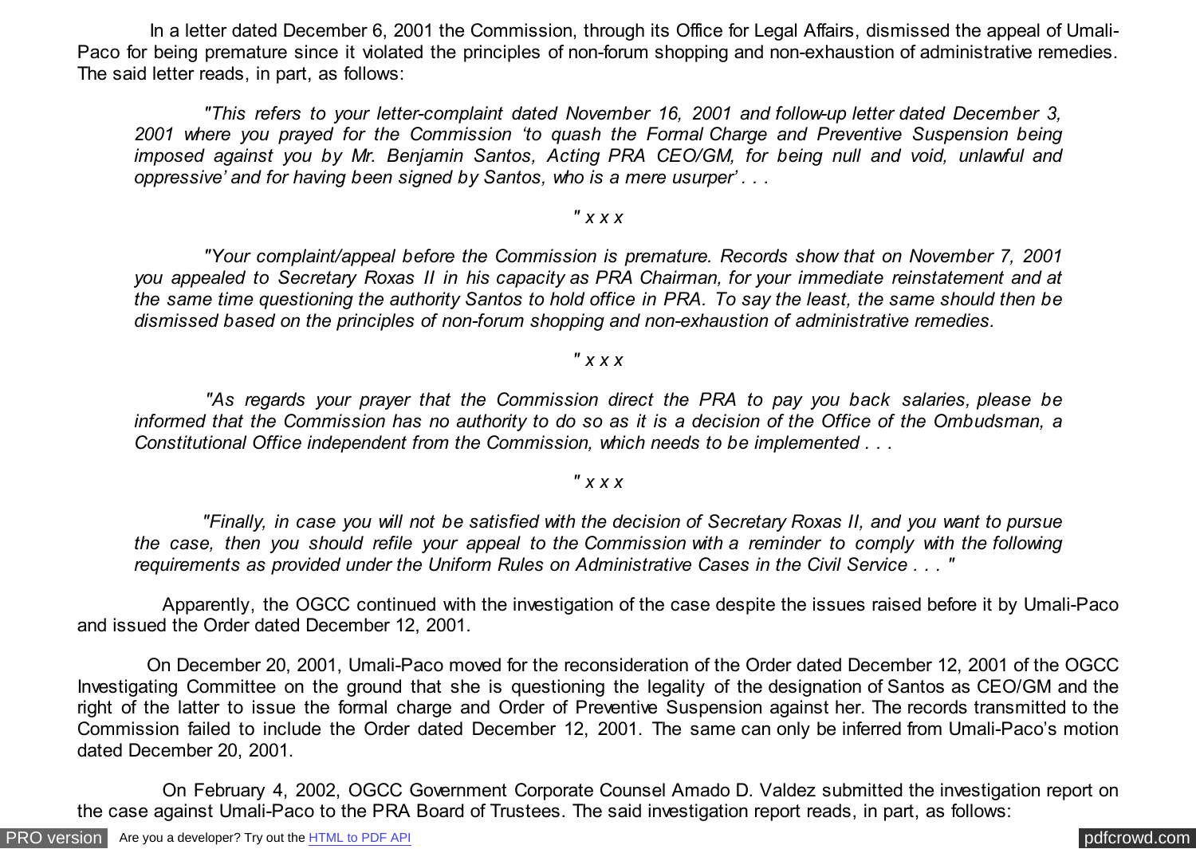In a letter dated December 6, 2001 the Commission, through its Office for Legal Affairs, dismissed the appeal of Umali-Paco for being premature since it violated the principles of non-forum shopping and non-exhaustion of administrative remedies. The said letter reads, in part, as follows:

> *"This refers to your letter-complaint dated November 16, 2001 and follow-up letter dated December 3, 2001 where you prayed for the Commission 'to quash the Formal Charge and Preventive Suspension being imposed against you by Mr. Benjamin Santos, Acting PRA CEO/GM, for being null and void, unlawful and oppressive' and for having been signed by Santos, who is a mere usurper' . . .*
>
> *" x x x*
>
> *"Your complaint/appeal before the Commission is premature. Records show that on November 7, 2001 you appealed to Secretary Roxas II in his capacity as PRA Chairman, for your immediate reinstatement and at the same time questioning the authority Santos to hold office in PRA. To say the least, the same should then be dismissed based on the principles of non-forum shopping and non-exhaustion of administrative remedies.*
>
> *" x x x*
>
> *"As regards your prayer that the Commission direct the PRA to pay you back salaries, please be informed that the Commission has no authority to do so as it is a decision of the Office of the Ombudsman, a Constitutional Office independent from the Commission, which needs to be implemented . . .*
>
> *" x x x*
>
> *"Finally, in case you will not be satisfied with the decision of Secretary Roxas II, and you want to pursue the case, then you should refile your appeal to the Commission with a reminder to comply with the following requirements as provided under the Uniform Rules on Administrative Cases in the Civil Service . . . "*

Apparently, the OGCC continued with the investigation of the case despite the issues raised before it by Umali-Paco and issued the Order dated December 12, 2001.

On December 20, 2001, Umali-Paco moved for the reconsideration of the Order dated December 12, 2001 of the OGCC Investigating Committee on the ground that she is questioning the legality of the designation of Santos as CEO/GM and the right of the latter to issue the formal charge and Order of Preventive Suspension against her. The records transmitted to the Commission failed to include the Order dated December 12, 2001. The same can only be inferred from Umali-Paco's motion dated December 20, 2001.

On February 4, 2002, OGCC Government Corporate Counsel Amado D. Valdez submitted the investigation report on the case against Umali-Paco to the PRA Board of Trustees. The said investigation report reads, in part, as follows: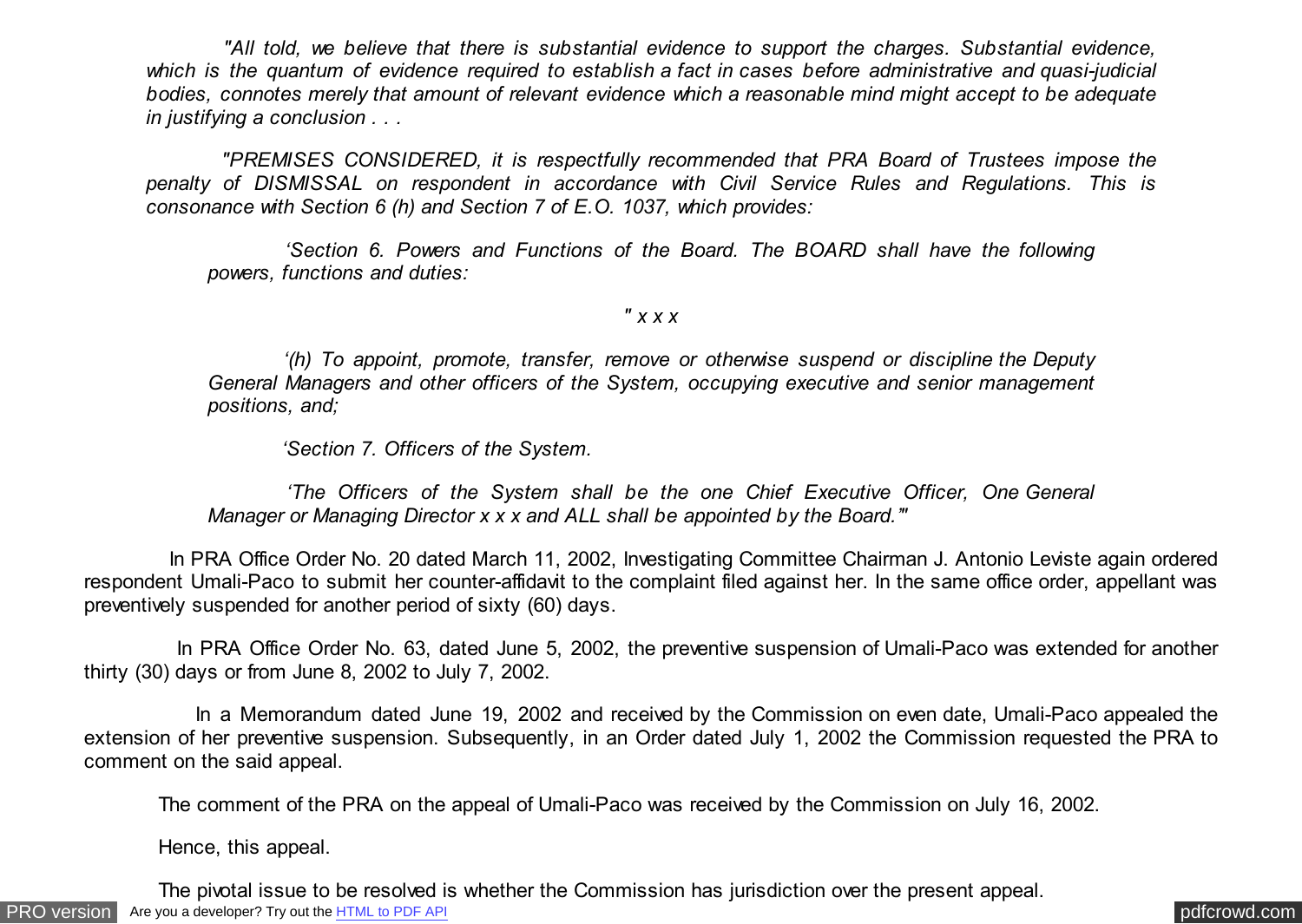*"All told, we believe that there is substantial evidence to support the charges. Substantial evidence, which is the quantum of evidence required to establish a fact in cases before administrative and quasi-judicial bodies, connotes merely that amount of relevant evidence which a reasonable mind might accept to be adequate in justifying a conclusion . . .*

*"PREMISES CONSIDERED, it is respectfully recommended that PRA Board of Trustees impose the penalty of DISMISSAL on respondent in accordance with Civil Service Rules and Regulations. This is consonance with Section 6 (h) and Section 7 of E.O. 1037, which provides:*

> *'Section 6. Powers and Functions of the Board. The BOARD shall have the following powers, functions and duties:*
>
> *" x x x*
>
> *'(h) To appoint, promote, transfer, remove or otherwise suspend or discipline the Deputy General Managers and other officers of the System, occupying executive and senior management positions, and;*
>
> *'Section 7. Officers of the System.*
>
> *'The Officers of the System shall be the one Chief Executive Officer, One General Manager or Managing Director x x x and ALL shall be appointed by the Board.'"*

In PRA Office Order No. 20 dated March 11, 2002, Investigating Committee Chairman J. Antonio Leviste again ordered respondent Umali-Paco to submit her counter-affidavit to the complaint filed against her. In the same office order, appellant was preventively suspended for another period of sixty (60) days.

In PRA Office Order No. 63, dated June 5, 2002, the preventive suspension of Umali-Paco was extended for another thirty (30) days or from June 8, 2002 to July 7, 2002.

In a Memorandum dated June 19, 2002 and received by the Commission on even date, Umali-Paco appealed the extension of her preventive suspension. Subsequently, in an Order dated July 1, 2002 the Commission requested the PRA to comment on the said appeal.

The comment of the PRA on the appeal of Umali-Paco was received by the Commission on July 16, 2002.

Hence, this appeal.

The pivotal issue to be resolved is whether the Commission has jurisdiction over the present appeal.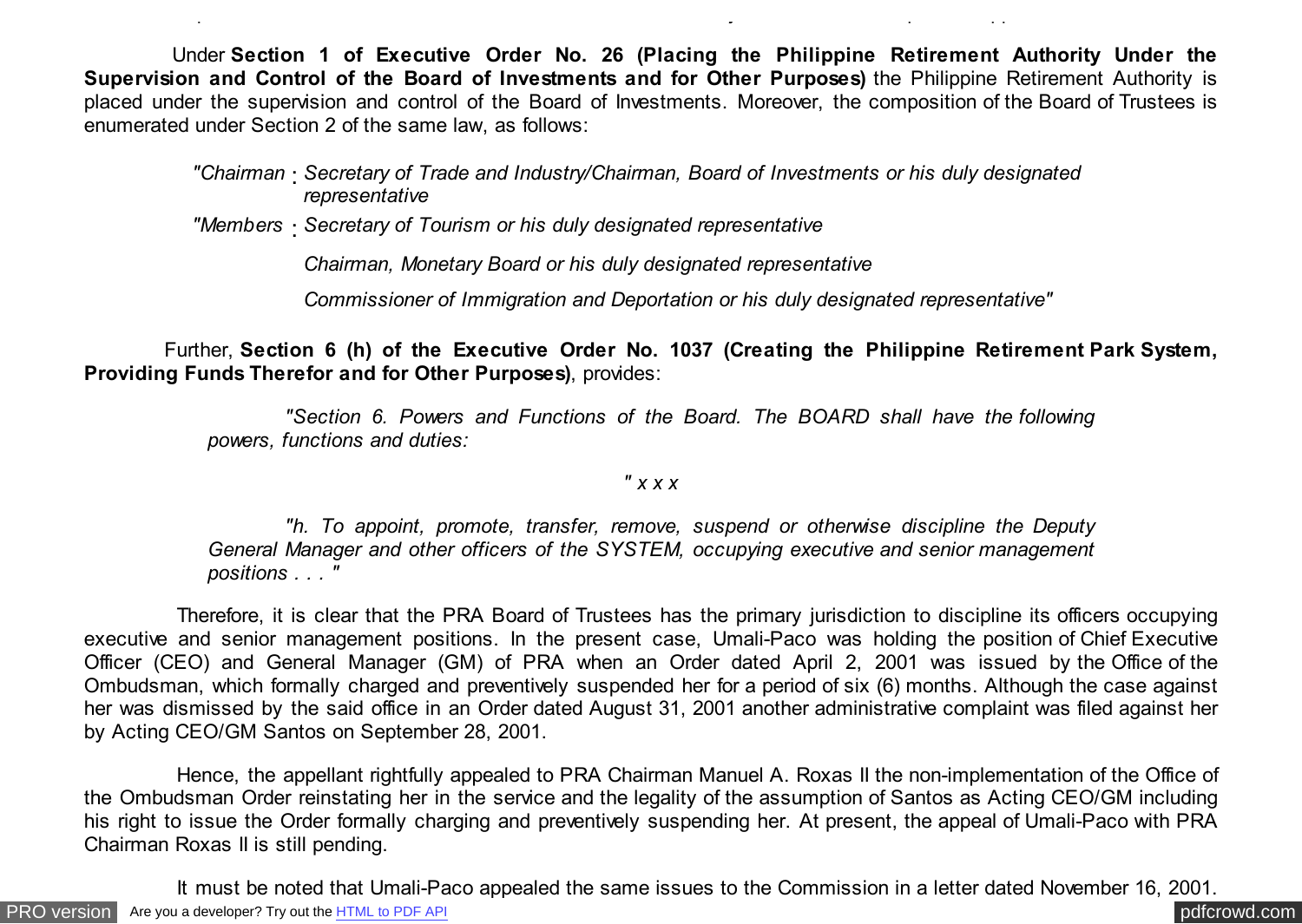Under **Section 1 of Executive Order No. 26 (Placing the Philippine Retirement Authority Under the Supervision and Control of the Board of Investments and for Other Purposes)** the Philippine Retirement Authority is placed under the supervision and control of the Board of Investments. Moreover, the composition of the Board of Trustees is enumerated under Section 2 of the same law, as follows:

> *"Chairman : Secretary of Trade and Industry/Chairman, Board of Investments or his duly designated representative*
>
> *"Members : Secretary of Tourism or his duly designated representative*
>
> *Chairman, Monetary Board or his duly designated representative*
>
> *Commissioner of Immigration and Deportation or his duly designated representative"*

Further, **Section 6 (h) of the Executive Order No. 1037 (Creating the Philippine Retirement Park System, Providing Funds Therefor and for Other Purposes)**, provides:

> *"Section 6. Powers and Functions of the Board. The BOARD shall have the following powers, functions and duties:*
>
> *" x x x*
>
> *"h. To appoint, promote, transfer, remove, suspend or otherwise discipline the Deputy General Manager and other officers of the SYSTEM, occupying executive and senior management positions . . . "*

Therefore, it is clear that the PRA Board of Trustees has the primary jurisdiction to discipline its officers occupying executive and senior management positions. In the present case, Umali-Paco was holding the position of Chief Executive Officer (CEO) and General Manager (GM) of PRA when an Order dated April 2, 2001 was issued by the Office of the Ombudsman, which formally charged and preventively suspended her for a period of six (6) months. Although the case against her was dismissed by the said office in an Order dated August 31, 2001 another administrative complaint was filed against her by Acting CEO/GM Santos on September 28, 2001.

Hence, the appellant rightfully appealed to PRA Chairman Manuel A. Roxas II the non-implementation of the Office of the Ombudsman Order reinstating her in the service and the legality of the assumption of Santos as Acting CEO/GM including his right to issue the Order formally charging and preventively suspending her. At present, the appeal of Umali-Paco with PRA Chairman Roxas II is still pending.

It must be noted that Umali-Paco appealed the same issues to the Commission in a letter dated November 16, 2001.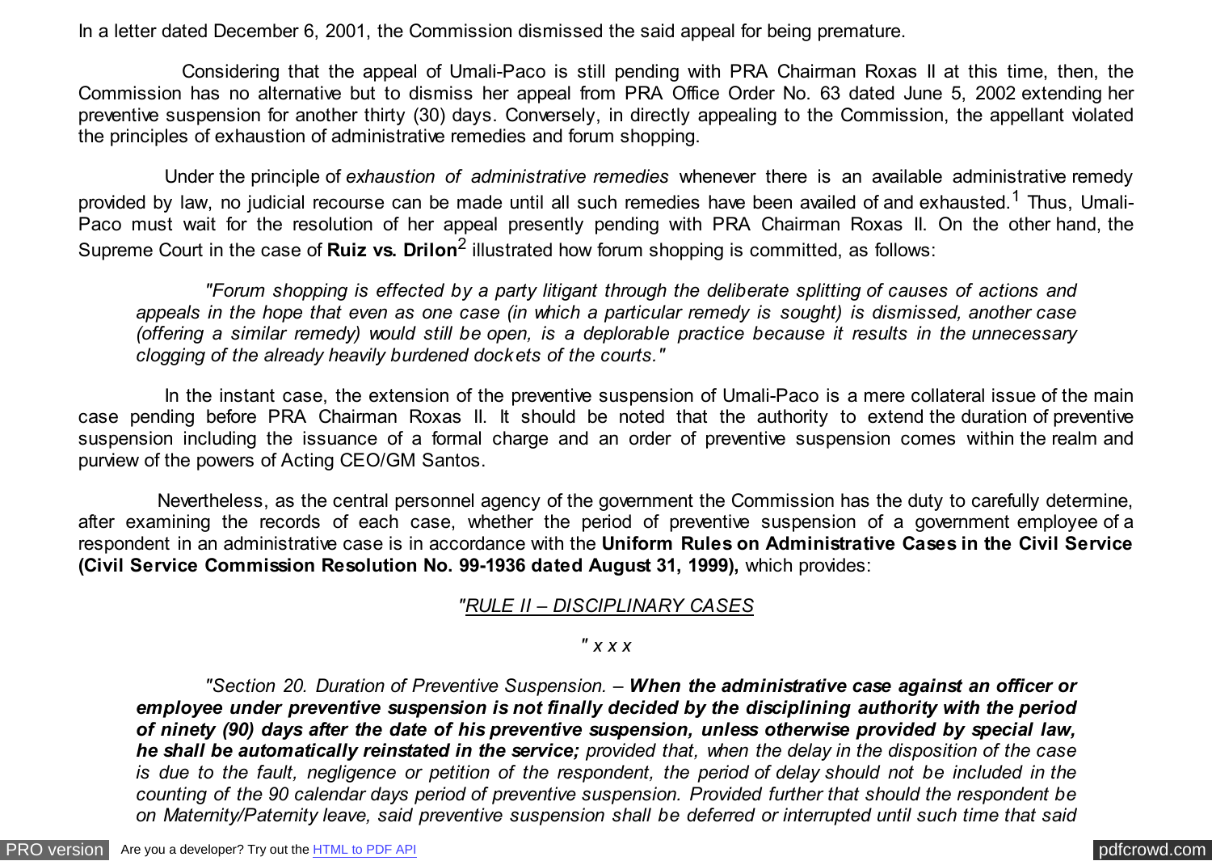In a letter dated December 6, 2001, the Commission dismissed the said appeal for being premature.

Considering that the appeal of Umali-Paco is still pending with PRA Chairman Roxas II at this time, then, the Commission has no alternative but to dismiss her appeal from PRA Office Order No. 63 dated June 5, 2002 extending her preventive suspension for another thirty (30) days. Conversely, in directly appealing to the Commission, the appellant violated the principles of exhaustion of administrative remedies and forum shopping.

Under the principle of *exhaustion of administrative remedies* whenever there is an available administrative remedy provided by law, no judicial recourse can be made until all such remedies have been availed of and exhausted.[1] Thus, Umali-Paco must wait for the resolution of her appeal presently pending with PRA Chairman Roxas II. On the other hand, the Supreme Court in the case of **Ruiz vs. Drilon**[2] illustrated how forum shopping is committed, as follows:

> *"Forum shopping is effected by a party litigant through the deliberate splitting of causes of actions and appeals in the hope that even as one case (in which a particular remedy is sought) is dismissed, another case (offering a similar remedy) would still be open, is a deplorable practice because it results in the unnecessary clogging of the already heavily burdened dockets of the courts."*

In the instant case, the extension of the preventive suspension of Umali-Paco is a mere collateral issue of the main case pending before PRA Chairman Roxas II. It should be noted that the authority to extend the duration of preventive suspension including the issuance of a formal charge and an order of preventive suspension comes within the realm and purview of the powers of Acting CEO/GM Santos.

Nevertheless, as the central personnel agency of the government the Commission has the duty to carefully determine, after examining the records of each case, whether the period of preventive suspension of a government employee of a respondent in an administrative case is in accordance with the **Uniform Rules on Administrative Cases in the Civil Service (Civil Service Commission Resolution No. 99-1936 dated August 31, 1999),** which provides:

> *"<u>RULE II – DISCIPLINARY CASES</u>*
>
> *" x x x*
>
> *"Section 20. Duration of Preventive Suspension. –* ***When the administrative case against an officer or employee under preventive suspension is not finally decided by the disciplining authority with the period of ninety (90) days after the date of his preventive suspension, unless otherwise provided by special law, he shall be automatically reinstated in the service;*** *provided that, when the delay in the disposition of the case is due to the fault, negligence or petition of the respondent, the period of delay should not be included in the counting of the 90 calendar days period of preventive suspension. Provided further that should the respondent be on Maternity/Paternity leave, said preventive suspension shall be deferred or interrupted until such time that said*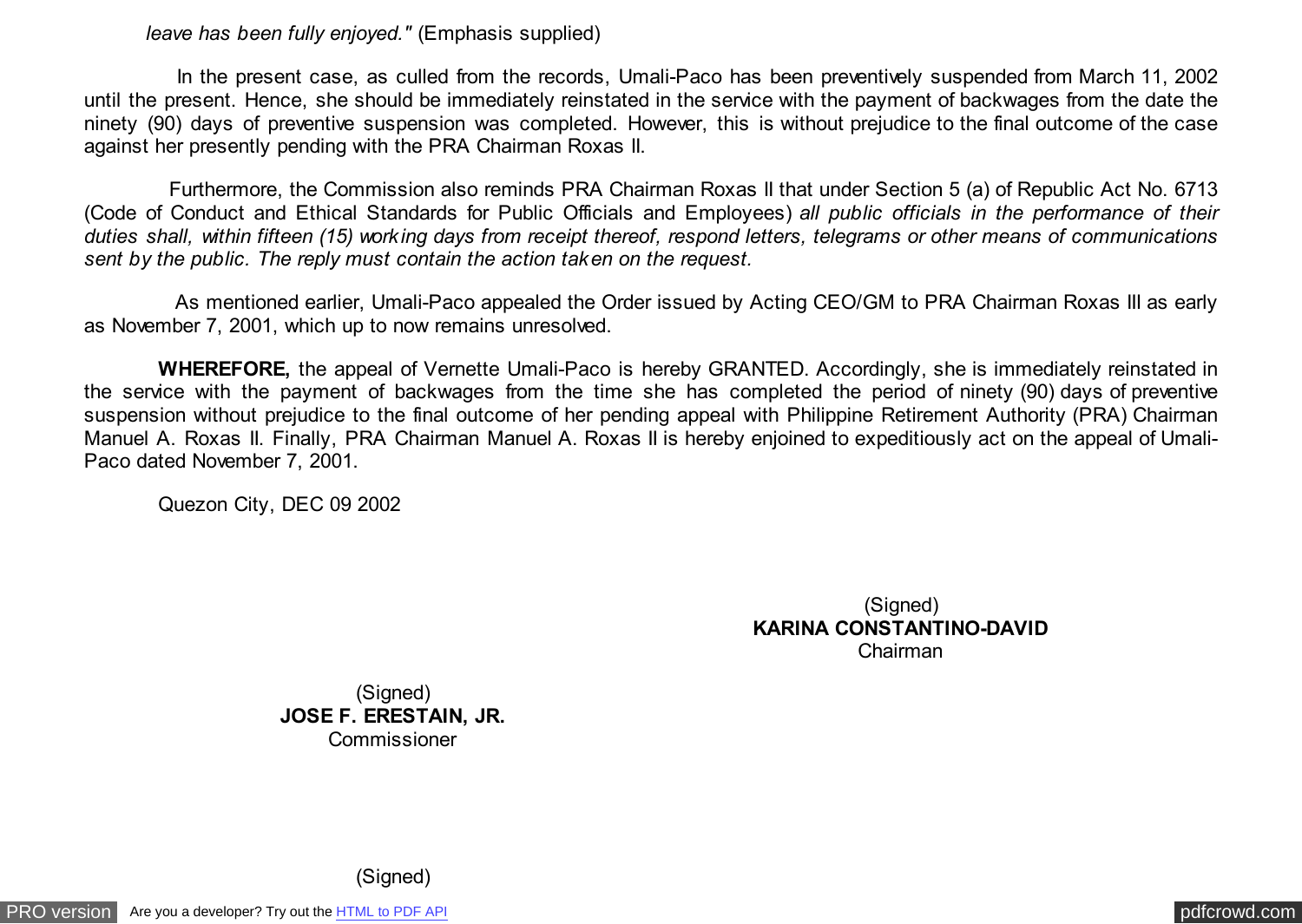*leave has been fully enjoyed."* (Emphasis supplied)

In the present case, as culled from the records, Umali-Paco has been preventively suspended from March 11, 2002 until the present. Hence, she should be immediately reinstated in the service with the payment of backwages from the date the ninety (90) days of preventive suspension was completed. However, this is without prejudice to the final outcome of the case against her presently pending with the PRA Chairman Roxas II.

Furthermore, the Commission also reminds PRA Chairman Roxas II that under Section 5 (a) of Republic Act No. 6713 (Code of Conduct and Ethical Standards for Public Officials and Employees) *all public officials in the performance of their duties shall, within fifteen (15) working days from receipt thereof, respond letters, telegrams or other means of communications sent by the public. The reply must contain the action taken on the request.*

As mentioned earlier, Umali-Paco appealed the Order issued by Acting CEO/GM to PRA Chairman Roxas III as early as November 7, 2001, which up to now remains unresolved.

**WHEREFORE,** the appeal of Vernette Umali-Paco is hereby GRANTED. Accordingly, she is immediately reinstated in the service with the payment of backwages from the time she has completed the period of ninety (90) days of preventive suspension without prejudice to the final outcome of her pending appeal with Philippine Retirement Authority (PRA) Chairman Manuel A. Roxas II. Finally, PRA Chairman Manuel A. Roxas II is hereby enjoined to expeditiously act on the appeal of Umali-Paco dated November 7, 2001.

Quezon City, DEC 09 2002

(Signed)
**KARINA CONSTANTINO-DAVID**
Chairman

(Signed)
**JOSE F. ERESTAIN, JR.**
Commissioner

(Signed)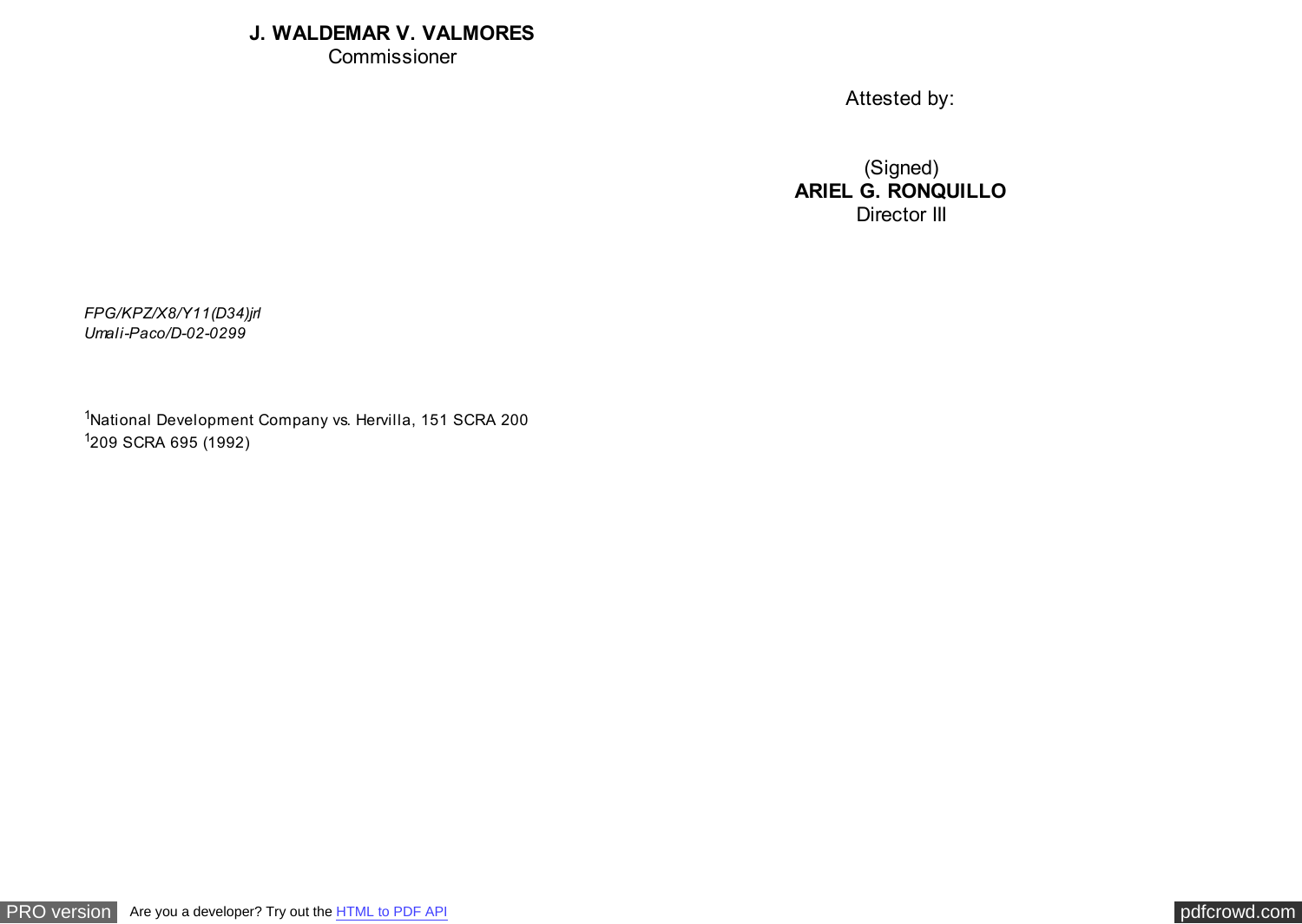**J. WALDEMAR V. VALMORES**
Commissioner

Attested by:

(Signed)
**ARIEL G. RONQUILLO**
Director III

*FPG/KPZ/X8/Y11(D34)jrl*
*Umali-Paco/D-02-0299*

[1]National Development Company vs. Hervilla, 151 SCRA 200
[1]209 SCRA 695 (1992)